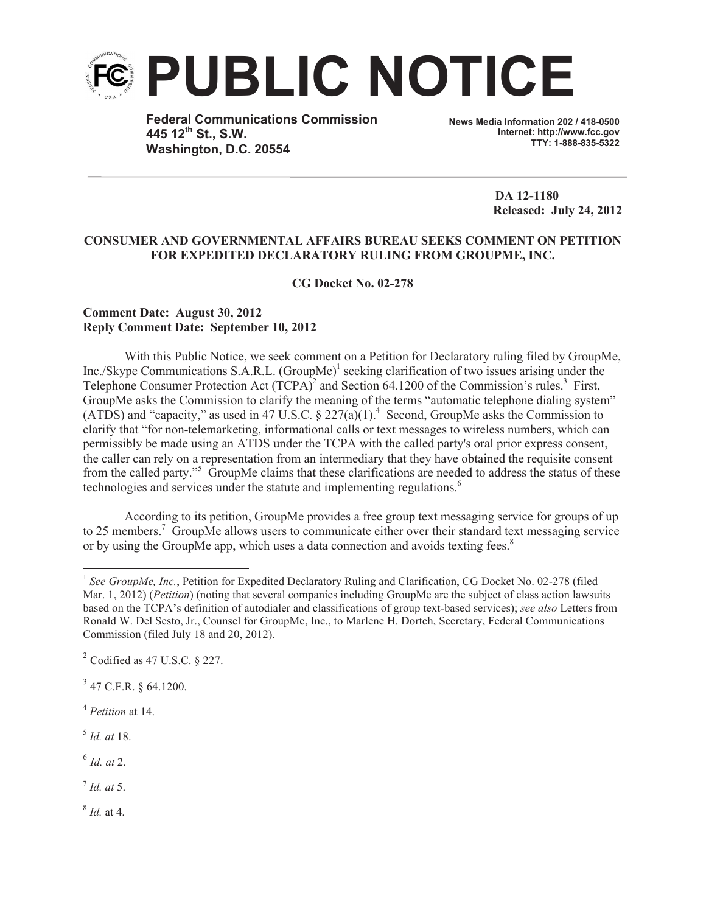# PUBLIC NOTICE

**Federal Communications Commission**
**445 12th St., S.W.**
**Washington, D.C. 20554**

**News Media Information 202 / 418-0500**
**Internet: http://www.fcc.gov**
**TTY: 1-888-835-5322**

**DA 12-1180**
**Released: July 24, 2012**

**CONSUMER AND GOVERNMENTAL AFFAIRS BUREAU SEEKS COMMENT ON PETITION FOR EXPEDITED DECLARATORY RULING FROM GROUPME, INC.**

**CG Docket No. 02-278**

**Comment Date: August 30, 2012**
**Reply Comment Date: September 10, 2012**

With this Public Notice, we seek comment on a Petition for Declaratory ruling filed by GroupMe, Inc./Skype Communications S.A.R.L. (GroupMe)[1] seeking clarification of two issues arising under the Telephone Consumer Protection Act (TCPA)[2] and Section 64.1200 of the Commission's rules.[3] First, GroupMe asks the Commission to clarify the meaning of the terms "automatic telephone dialing system" (ATDS) and "capacity," as used in 47 U.S.C. § 227(a)(1).[4] Second, GroupMe asks the Commission to clarify that "for non-telemarketing, informational calls or text messages to wireless numbers, which can permissibly be made using an ATDS under the TCPA with the called party's oral prior express consent, the caller can rely on a representation from an intermediary that they have obtained the requisite consent from the called party."[5] GroupMe claims that these clarifications are needed to address the status of these technologies and services under the statute and implementing regulations.[6]

According to its petition, GroupMe provides a free group text messaging service for groups of up to 25 members.[7] GroupMe allows users to communicate either over their standard text messaging service or by using the GroupMe app, which uses a data connection and avoids texting fees.[8]

---

[1] *See GroupMe, Inc.*, Petition for Expedited Declaratory Ruling and Clarification, CG Docket No. 02-278 (filed Mar. 1, 2012) (*Petition*) (noting that several companies including GroupMe are the subject of class action lawsuits based on the TCPA's definition of autodialer and classifications of group text-based services); *see also* Letters from Ronald W. Del Sesto, Jr., Counsel for GroupMe, Inc., to Marlene H. Dortch, Secretary, Federal Communications Commission (filed July 18 and 20, 2012).

[2] Codified as 47 U.S.C. § 227.

[3] 47 C.F.R. § 64.1200.

[4] *Petition* at 14.

[5] *Id. at* 18.

[6] *Id. at* 2.

[7] *Id. at* 5.

[8] *Id.* at 4.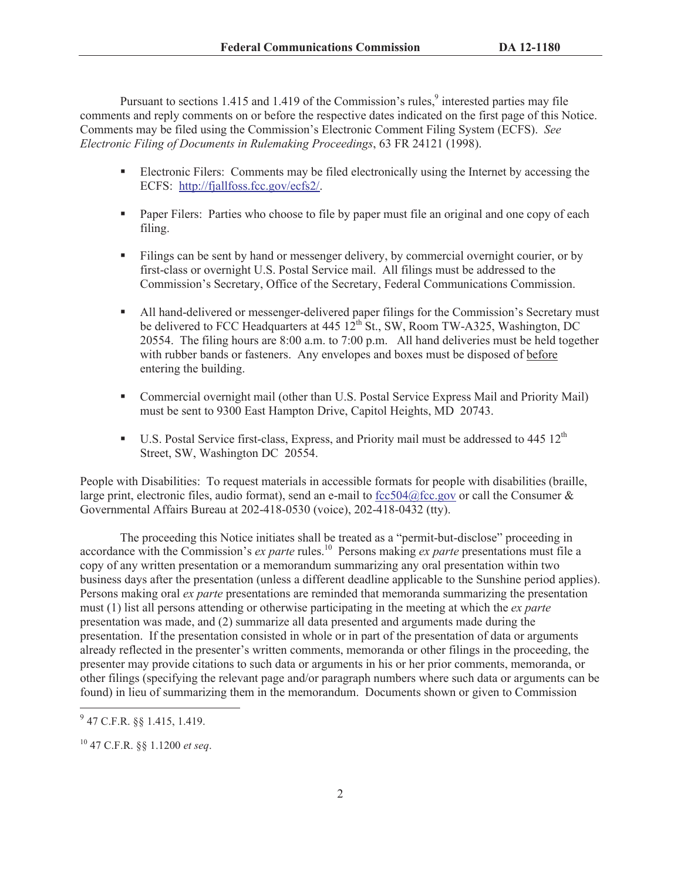Pursuant to sections 1.415 and 1.419 of the Commission's rules,[9] interested parties may file comments and reply comments on or before the respective dates indicated on the first page of this Notice. Comments may be filed using the Commission's Electronic Comment Filing System (ECFS). *See Electronic Filing of Documents in Rulemaking Proceedings*, 63 FR 24121 (1998).

- Electronic Filers: Comments may be filed electronically using the Internet by accessing the ECFS: http://fjallfoss.fcc.gov/ecfs2/.

- Paper Filers: Parties who choose to file by paper must file an original and one copy of each filing.

- Filings can be sent by hand or messenger delivery, by commercial overnight courier, or by first-class or overnight U.S. Postal Service mail. All filings must be addressed to the Commission's Secretary, Office of the Secretary, Federal Communications Commission.

- All hand-delivered or messenger-delivered paper filings for the Commission's Secretary must be delivered to FCC Headquarters at 445 12th St., SW, Room TW-A325, Washington, DC 20554. The filing hours are 8:00 a.m. to 7:00 p.m. All hand deliveries must be held together with rubber bands or fasteners. Any envelopes and boxes must be disposed of before entering the building.

- Commercial overnight mail (other than U.S. Postal Service Express Mail and Priority Mail) must be sent to 9300 East Hampton Drive, Capitol Heights, MD 20743.

- U.S. Postal Service first-class, Express, and Priority mail must be addressed to 445 12th Street, SW, Washington DC 20554.

People with Disabilities: To request materials in accessible formats for people with disabilities (braille, large print, electronic files, audio format), send an e-mail to fcc504@fcc.gov or call the Consumer & Governmental Affairs Bureau at 202-418-0530 (voice), 202-418-0432 (tty).

The proceeding this Notice initiates shall be treated as a "permit-but-disclose" proceeding in accordance with the Commission's *ex parte* rules.[10] Persons making *ex parte* presentations must file a copy of any written presentation or a memorandum summarizing any oral presentation within two business days after the presentation (unless a different deadline applicable to the Sunshine period applies). Persons making oral *ex parte* presentations are reminded that memoranda summarizing the presentation must (1) list all persons attending or otherwise participating in the meeting at which the *ex parte* presentation was made, and (2) summarize all data presented and arguments made during the presentation. If the presentation consisted in whole or in part of the presentation of data or arguments already reflected in the presenter's written comments, memoranda or other filings in the proceeding, the presenter may provide citations to such data or arguments in his or her prior comments, memoranda, or other filings (specifying the relevant page and/or paragraph numbers where such data or arguments can be found) in lieu of summarizing them in the memorandum. Documents shown or given to Commission

---

[9] 47 C.F.R. §§ 1.415, 1.419.

[10] 47 C.F.R. §§ 1.1200 *et seq*.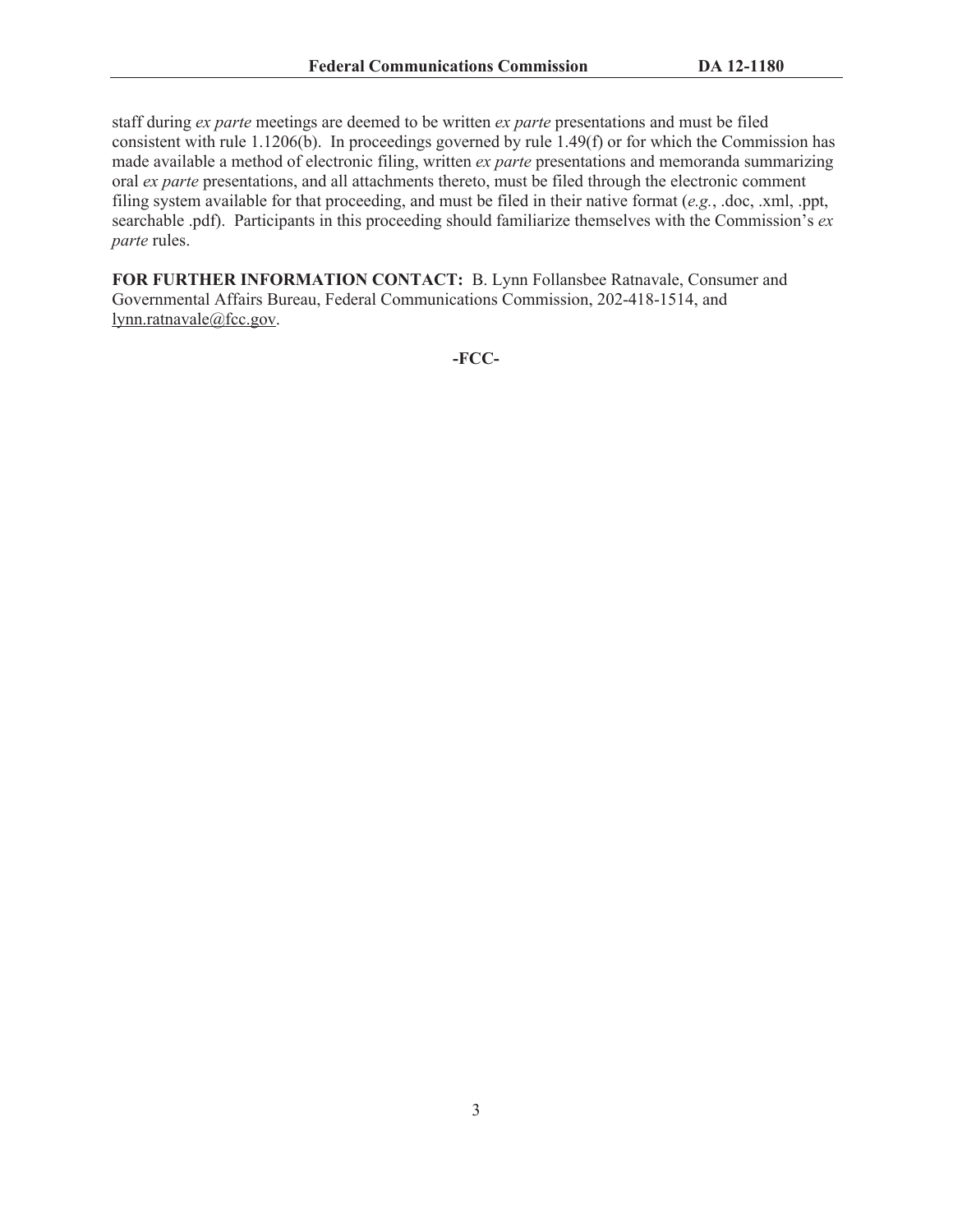staff during *ex parte* meetings are deemed to be written *ex parte* presentations and must be filed consistent with rule 1.1206(b). In proceedings governed by rule 1.49(f) or for which the Commission has made available a method of electronic filing, written *ex parte* presentations and memoranda summarizing oral *ex parte* presentations, and all attachments thereto, must be filed through the electronic comment filing system available for that proceeding, and must be filed in their native format (*e.g.*, .doc, .xml, .ppt, searchable .pdf). Participants in this proceeding should familiarize themselves with the Commission's *ex parte* rules.

**FOR FURTHER INFORMATION CONTACT:** B. Lynn Follansbee Ratnavale, Consumer and Governmental Affairs Bureau, Federal Communications Commission, 202-418-1514, and lynn.ratnavale@fcc.gov.

**-FCC-**